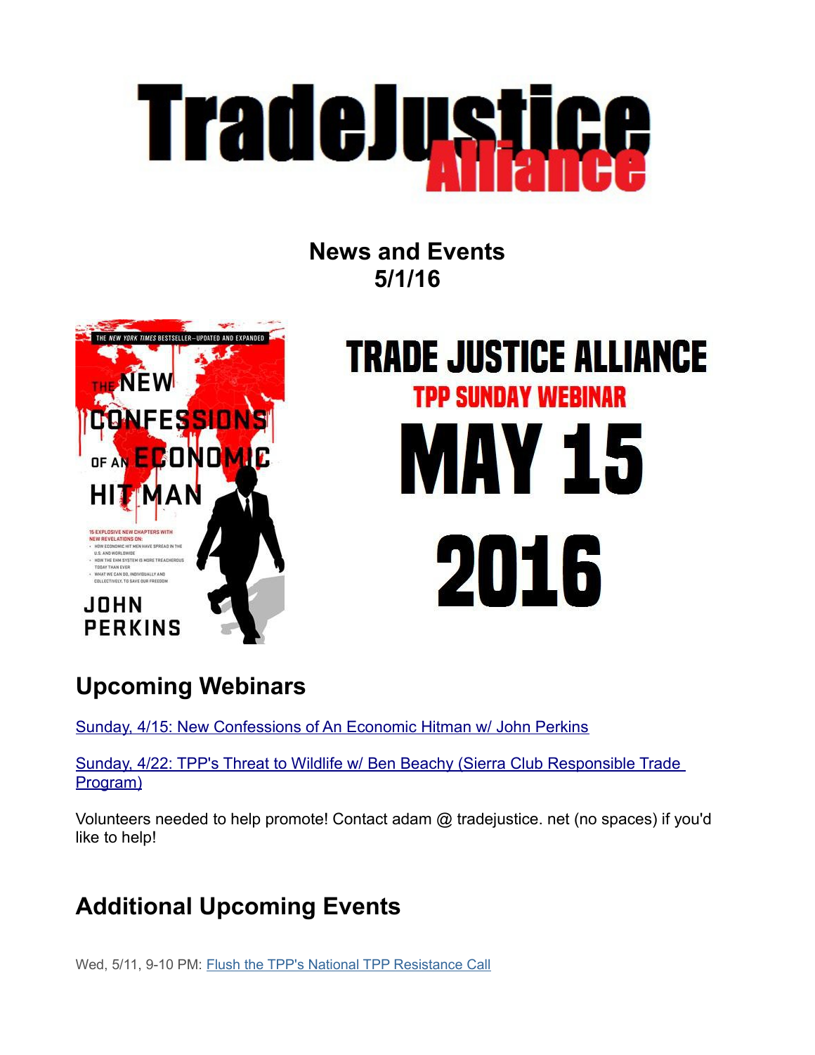# TradeJustice Alliance

**News and Events**
**5/1/16**

TRADE JUSTICE ALLIANCE
TPP SUNDAY WEBINAR
MAY 15
2016

## Upcoming Webinars

[Sunday, 4/15: New Confessions of An Economic Hitman w/ John Perkins]()

[Sunday, 4/22: TPP's Threat to Wildlife w/ Ben Beachy (Sierra Club Responsible Trade Program)]()

Volunteers needed to help promote! Contact adam @ tradejustice. net (no spaces) if you'd like to help!

## Additional Upcoming Events

Wed, 5/11, 9-10 PM: [Flush the TPP's National TPP Resistance Call]()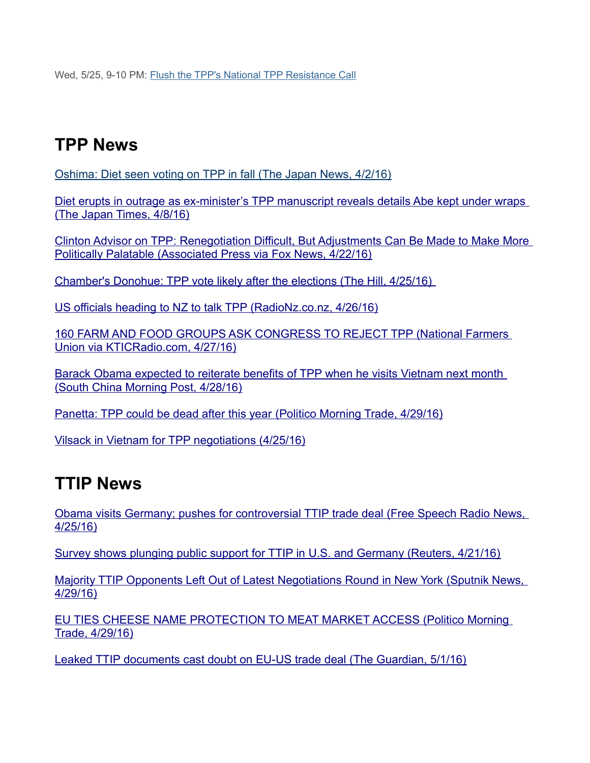Wed, 5/25, 9-10 PM: Flush the TPP's National TPP Resistance Call

## TPP News

Oshima: Diet seen voting on TPP in fall (The Japan News, 4/2/16)

Diet erupts in outrage as ex-minister's TPP manuscript reveals details Abe kept under wraps (The Japan Times, 4/8/16)

Clinton Advisor on TPP: Renegotiation Difficult, But Adjustments Can Be Made to Make More Politically Palatable (Associated Press via Fox News, 4/22/16)

Chamber's Donohue: TPP vote likely after the elections (The Hill, 4/25/16)

US officials heading to NZ to talk TPP (RadioNz.co.nz, 4/26/16)

160 FARM AND FOOD GROUPS ASK CONGRESS TO REJECT TPP (National Farmers Union via KTICRadio.com, 4/27/16)

Barack Obama expected to reiterate benefits of TPP when he visits Vietnam next month (South China Morning Post, 4/28/16)

Panetta: TPP could be dead after this year (Politico Morning Trade, 4/29/16)

Vilsack in Vietnam for TPP negotiations (4/25/16)

## TTIP News

Obama visits Germany; pushes for controversial TTIP trade deal (Free Speech Radio News, 4/25/16)

Survey shows plunging public support for TTIP in U.S. and Germany (Reuters, 4/21/16)

Majority TTIP Opponents Left Out of Latest Negotiations Round in New York (Sputnik News, 4/29/16)

EU TIES CHEESE NAME PROTECTION TO MEAT MARKET ACCESS (Politico Morning Trade, 4/29/16)

Leaked TTIP documents cast doubt on EU-US trade deal (The Guardian, 5/1/16)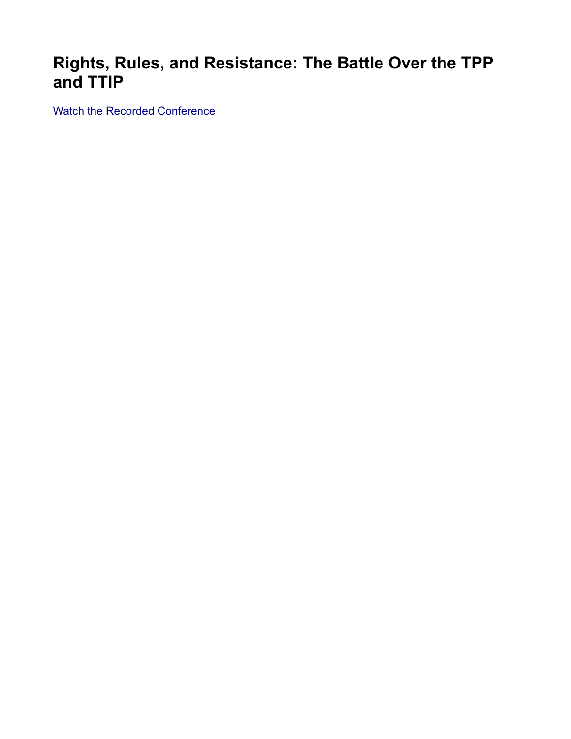# Rights, Rules, and Resistance: The Battle Over the TPP and TTIP

Watch the Recorded Conference